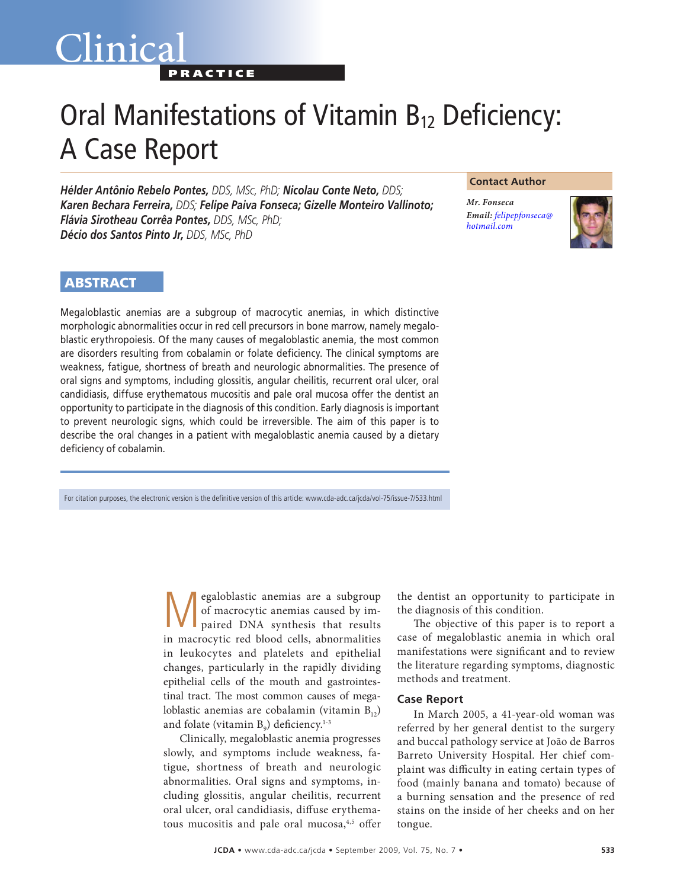Clinical

PRACTICE

# Oral Manifestations of Vitamin $B_{12}$ Deficiency: A Case Report

***Hélder Antônio Rebelo Pontes,** DDS, MSc, PhD; **Nicolau Conte Neto,** DDS; **Karen Bechara Ferreira,** DDS; **Felipe Paiva Fonseca; Gizelle Monteiro Vallinoto; Flávia Sirotheau Corrêa Pontes,** DDS, MSc, PhD; **Décio dos Santos Pinto Jr,** DDS, MSc, PhD*

**Contact Author**

*Mr. Fonseca*
*Email: felipepfonseca@hotmail.com*

## ABSTRACT

Megaloblastic anemias are a subgroup of macrocytic anemias, in which distinctive morphologic abnormalities occur in red cell precursors in bone marrow, namely megaloblastic erythropoiesis. Of the many causes of megaloblastic anemia, the most common are disorders resulting from cobalamin or folate deficiency. The clinical symptoms are weakness, fatigue, shortness of breath and neurologic abnormalities. The presence of oral signs and symptoms, including glossitis, angular cheilitis, recurrent oral ulcer, oral candidiasis, diffuse erythematous mucositis and pale oral mucosa offer the dentist an opportunity to participate in the diagnosis of this condition. Early diagnosis is important to prevent neurologic signs, which could be irreversible. The aim of this paper is to describe the oral changes in a patient with megaloblastic anemia caused by a dietary deficiency of cobalamin.

For citation purposes, the electronic version is the definitive version of this article: www.cda-adc.ca/jcda/vol-75/issue-7/533.html

Megaloblastic anemias are a subgroup of macrocytic anemias caused by impaired DNA synthesis that results in macrocytic red blood cells, abnormalities in leukocytes and platelets and epithelial changes, particularly in the rapidly dividing epithelial cells of the mouth and gastrointestinal tract. The most common causes of megaloblastic anemias are cobalamin (vitamin $B_{12}$) and folate (vitamin $B_9$) deficiency.[1-3]

Clinically, megaloblastic anemia progresses slowly, and symptoms include weakness, fatigue, shortness of breath and neurologic abnormalities. Oral signs and symptoms, including glossitis, angular cheilitis, recurrent oral ulcer, oral candidiasis, diffuse erythematous mucositis and pale oral mucosa,[4,5] offer the dentist an opportunity to participate in the diagnosis of this condition.

The objective of this paper is to report a case of megaloblastic anemia in which oral manifestations were significant and to review the literature regarding symptoms, diagnostic methods and treatment.

### Case Report

In March 2005, a 41-year-old woman was referred by her general dentist to the surgery and buccal pathology service at João de Barros Barreto University Hospital. Her chief complaint was difficulty in eating certain types of food (mainly banana and tomato) because of a burning sensation and the presence of red stains on the inside of her cheeks and on her tongue.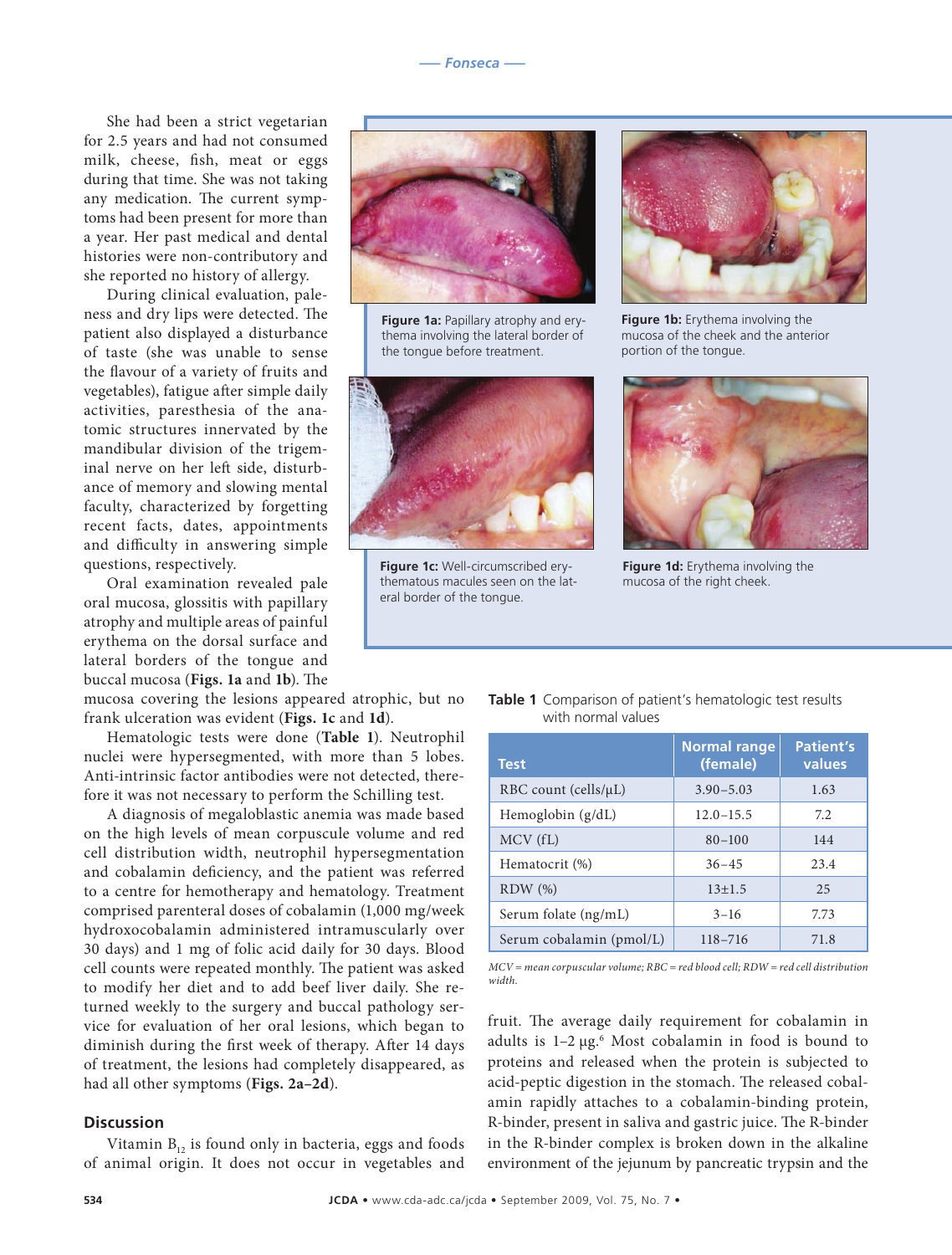She had been a strict vegetarian for 2.5 years and had not consumed milk, cheese, fish, meat or eggs during that time. She was not taking any medication. The current symptoms had been present for more than a year. Her past medical and dental histories were non-contributory and she reported no history of allergy.

During clinical evaluation, paleness and dry lips were detected. The patient also displayed a disturbance of taste (she was unable to sense the flavour of a variety of fruits and vegetables), fatigue after simple daily activities, paresthesia of the anatomic structures innervated by the mandibular division of the trigeminal nerve on her left side, disturbance of memory and slowing mental faculty, characterized by forgetting recent facts, dates, appointments and difficulty in answering simple questions, respectively.

Oral examination revealed pale oral mucosa, glossitis with papillary atrophy and multiple areas of painful erythema on the dorsal surface and lateral borders of the tongue and buccal mucosa (**Figs. 1a** and **1b**). The mucosa covering the lesions appeared atrophic, but no frank ulceration was evident (**Figs. 1c** and **1d**).

**Figure 1a:** Papillary atrophy and erythema involving the lateral border of the tongue before treatment.

**Figure 1b:** Erythema involving the mucosa of the cheek and the anterior portion of the tongue.

**Figure 1c:** Well-circumscribed erythematous macules seen on the lateral border of the tongue.

**Figure 1d:** Erythema involving the mucosa of the right cheek.

Hematologic tests were done (**Table 1**). Neutrophil nuclei were hypersegmented, with more than 5 lobes. Anti-intrinsic factor antibodies were not detected, therefore it was not necessary to perform the Schilling test.

A diagnosis of megaloblastic anemia was made based on the high levels of mean corpuscule volume and red cell distribution width, neutrophil hypersegmentation and cobalamin deficiency, and the patient was referred to a centre for hemotherapy and hematology. Treatment comprised parenteral doses of cobalamin (1,000 mg/week hydroxocobalamin administered intramuscularly over 30 days) and 1 mg of folic acid daily for 30 days. Blood cell counts were repeated monthly. The patient was asked to modify her diet and to add beef liver daily. She returned weekly to the surgery and buccal pathology service for evaluation of her oral lesions, which began to diminish during the first week of therapy. After 14 days of treatment, the lesions had completely disappeared, as had all other symptoms (**Figs. 2a–2d**).

**Table 1** Comparison of patient's hematologic test results with normal values

| Test | Normal range (female) | Patient's values |
|---|---|---|
| RBC count (cells/μL) | 3.90–5.03 | 1.63 |
| Hemoglobin (g/dL) | 12.0–15.5 | 7.2 |
| MCV (fL) | 80–100 | 144 |
| Hematocrit (%) | 36–45 | 23.4 |
| RDW (%) | 13±1.5 | 25 |
| Serum folate (ng/mL) | 3–16 | 7.73 |
| Serum cobalamin (pmol/L) | 118–716 | 71.8 |

*MCV = mean corpuscular volume; RBC = red blood cell; RDW = red cell distribution width.*

## Discussion

Vitamin $B_{12}$ is found only in bacteria, eggs and foods of animal origin. It does not occur in vegetables and fruit. The average daily requirement for cobalamin in adults is 1–2 μg.[6] Most cobalamin in food is bound to proteins and released when the protein is subjected to acid-peptic digestion in the stomach. The released cobalamin rapidly attaches to a cobalamin-binding protein, R-binder, present in saliva and gastric juice. The R-binder in the R-binder complex is broken down in the alkaline environment of the jejunum by pancreatic trypsin and the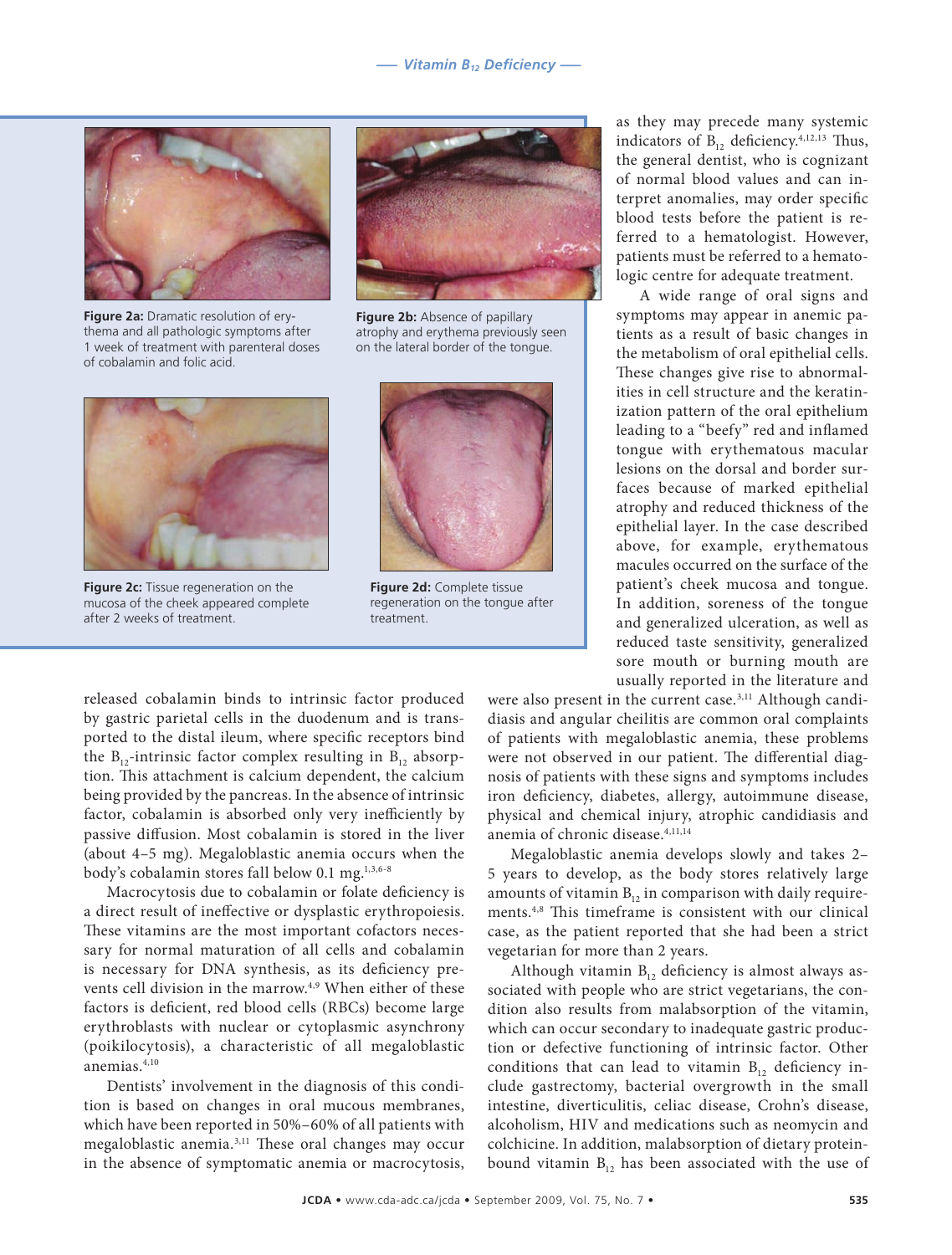**Figure 2a:** Dramatic resolution of erythema and all pathologic symptoms after 1 week of treatment with parenteral doses of cobalamin and folic acid.

**Figure 2b:** Absence of papillary atrophy and erythema previously seen on the lateral border of the tongue.

**Figure 2c:** Tissue regeneration on the mucosa of the cheek appeared complete after 2 weeks of treatment.

**Figure 2d:** Complete tissue regeneration on the tongue after treatment.

released cobalamin binds to intrinsic factor produced by gastric parietal cells in the duodenum and is transported to the distal ileum, where specific receptors bind the $B_{12}$-intrinsic factor complex resulting in $B_{12}$ absorption. This attachment is calcium dependent, the calcium being provided by the pancreas. In the absence of intrinsic factor, cobalamin is absorbed only very inefficiently by passive diffusion. Most cobalamin is stored in the liver (about 4–5 mg). Megaloblastic anemia occurs when the body's cobalamin stores fall below 0.1 mg.[1,3,6-8]

Macrocytosis due to cobalamin or folate deficiency is a direct result of ineffective or dysplastic erythropoiesis. These vitamins are the most important cofactors necessary for normal maturation of all cells and cobalamin is necessary for DNA synthesis, as its deficiency prevents cell division in the marrow.[4,9] When either of these factors is deficient, red blood cells (RBCs) become large erythroblasts with nuclear or cytoplasmic asynchrony (poikilocytosis), a characteristic of all megaloblastic anemias.[4,10]

Dentists' involvement in the diagnosis of this condition is based on changes in oral mucous membranes, which have been reported in 50%–60% of all patients with megaloblastic anemia.[3,11] These oral changes may occur in the absence of symptomatic anemia or macrocytosis, as they may precede many systemic indicators of $B_{12}$ deficiency.[4,12,13] Thus, the general dentist, who is cognizant of normal blood values and can interpret anomalies, may order specific blood tests before the patient is referred to a hematologist. However, patients must be referred to a hematologic centre for adequate treatment.

A wide range of oral signs and symptoms may appear in anemic patients as a result of basic changes in the metabolism of oral epithelial cells. These changes give rise to abnormalities in cell structure and the keratinization pattern of the oral epithelium leading to a "beefy" red and inflamed tongue with erythematous macular lesions on the dorsal and border surfaces because of marked epithelial atrophy and reduced thickness of the epithelial layer. In the case described above, for example, erythematous macules occurred on the surface of the patient's cheek mucosa and tongue. In addition, soreness of the tongue and generalized ulceration, as well as reduced taste sensitivity, generalized sore mouth or burning mouth are usually reported in the literature and were also present in the current case.[3,11] Although candidiasis and angular cheilitis are common oral complaints of patients with megaloblastic anemia, these problems were not observed in our patient. The differential diagnosis of patients with these signs and symptoms includes iron deficiency, diabetes, allergy, autoimmune disease, physical and chemical injury, atrophic candidiasis and anemia of chronic disease.[4,11,14]

Megaloblastic anemia develops slowly and takes 2–5 years to develop, as the body stores relatively large amounts of vitamin $B_{12}$ in comparison with daily requirements.[4,8] This timeframe is consistent with our clinical case, as the patient reported that she had been a strict vegetarian for more than 2 years.

Although vitamin $B_{12}$ deficiency is almost always associated with people who are strict vegetarians, the condition also results from malabsorption of the vitamin, which can occur secondary to inadequate gastric production or defective functioning of intrinsic factor. Other conditions that can lead to vitamin $B_{12}$ deficiency include gastrectomy, bacterial overgrowth in the small intestine, diverticulitis, celiac disease, Crohn's disease, alcoholism, HIV and medications such as neomycin and colchicine. In addition, malabsorption of dietary protein-bound vitamin $B_{12}$ has been associated with the use of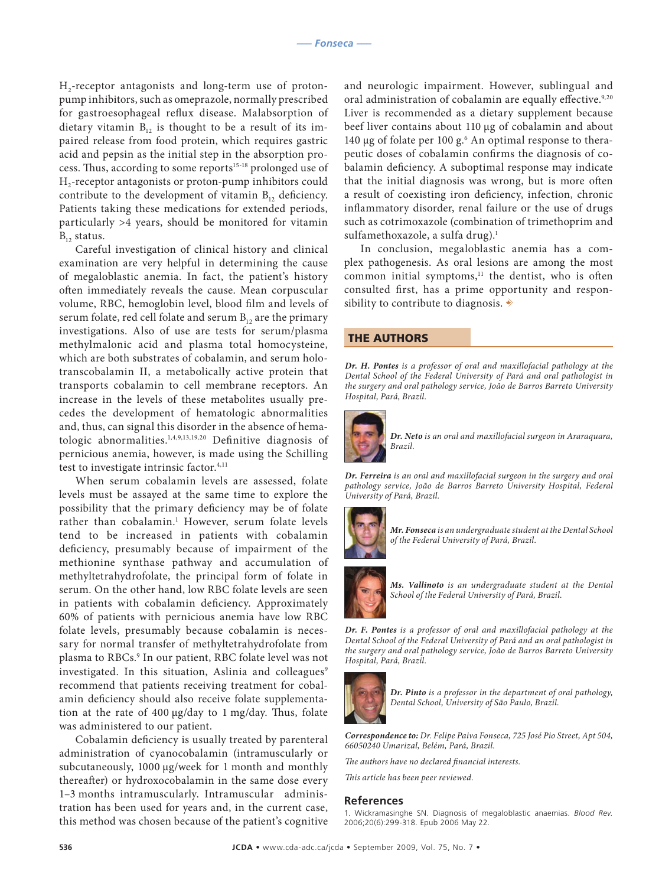$H_2$-receptor antagonists and long-term use of proton-pump inhibitors, such as omeprazole, normally prescribed for gastroesophageal reflux disease. Malabsorption of dietary vitamin $B_{12}$ is thought to be a result of its impaired release from food protein, which requires gastric acid and pepsin as the initial step in the absorption process. Thus, according to some reports[15–18] prolonged use of $H_2$-receptor antagonists or proton-pump inhibitors could contribute to the development of vitamin $B_{12}$ deficiency. Patients taking these medications for extended periods, particularly >4 years, should be monitored for vitamin $B_{12}$ status.

Careful investigation of clinical history and clinical examination are very helpful in determining the cause of megaloblastic anemia. In fact, the patient's history often immediately reveals the cause. Mean corpuscular volume, RBC, hemoglobin level, blood film and levels of serum folate, red cell folate and serum $B_{12}$ are the primary investigations. Also of use are tests for serum/plasma methylmalonic acid and plasma total homocysteine, which are both substrates of cobalamin, and serum holotranscobalamin II, a metabolically active protein that transports cobalamin to cell membrane receptors. An increase in the levels of these metabolites usually precedes the development of hematologic abnormalities and, thus, can signal this disorder in the absence of hematologic abnormalities.[1,4,9,13,19,20] Definitive diagnosis of pernicious anemia, however, is made using the Schilling test to investigate intrinsic factor.[4,11]

When serum cobalamin levels are assessed, folate levels must be assayed at the same time to explore the possibility that the primary deficiency may be of folate rather than cobalamin.[1] However, serum folate levels tend to be increased in patients with cobalamin deficiency, presumably because of impairment of the methionine synthase pathway and accumulation of methyltetrahydrofolate, the principal form of folate in serum. On the other hand, low RBC folate levels are seen in patients with cobalamin deficiency. Approximately 60% of patients with pernicious anemia have low RBC folate levels, presumably because cobalamin is necessary for normal transfer of methyltetrahydrofolate from plasma to RBCs.[9] In our patient, RBC folate level was not investigated. In this situation, Aslinia and colleagues[9] recommend that patients receiving treatment for cobalamin deficiency should also receive folate supplementation at the rate of 400 µg/day to 1 mg/day. Thus, folate was administered to our patient.

Cobalamin deficiency is usually treated by parenteral administration of cyanocobalamin (intramuscularly or subcutaneously, 1000 µg/week for 1 month and monthly thereafter) or hydroxocobalamin in the same dose every 1–3 months intramuscularly. Intramuscular administration has been used for years and, in the current case, this method was chosen because of the patient's cognitive and neurologic impairment. However, sublingual and oral administration of cobalamin are equally effective.[9,20] Liver is recommended as a dietary supplement because beef liver contains about 110 µg of cobalamin and about 140 µg of folate per 100 g.[6] An optimal response to therapeutic doses of cobalamin confirms the diagnosis of cobalamin deficiency. A suboptimal response may indicate that the initial diagnosis was wrong, but is more often a result of coexisting iron deficiency, infection, chronic inflammatory disorder, renal failure or the use of drugs such as cotrimoxazole (combination of trimethoprim and sulfamethoxazole, a sulfa drug).[1]

In conclusion, megaloblastic anemia has a complex pathogenesis. As oral lesions are among the most common initial symptoms,[11] the dentist, who is often consulted first, has a prime opportunity and responsibility to contribute to diagnosis.

## THE AUTHORS

***Dr. H. Pontes*** *is a professor of oral and maxillofacial pathology at the Dental School of the Federal University of Pará and oral pathologist in the surgery and oral pathology service, João de Barros Barreto University Hospital, Pará, Brazil.*

***Dr. Neto*** *is an oral and maxillofacial surgeon in Araraquara, Brazil.*

***Dr. Ferreira*** *is an oral and maxillofacial surgeon in the surgery and oral pathology service, João de Barros Barreto University Hospital, Federal University of Pará, Brazil.*

***Mr. Fonseca*** *is an undergraduate student at the Dental School of the Federal University of Pará, Brazil.*

***Ms. Vallinoto*** *is an undergraduate student at the Dental School of the Federal University of Pará, Brazil.*

***Dr. F. Pontes*** *is a professor of oral and maxillofacial pathology at the Dental School of the Federal University of Pará and an oral pathologist in the surgery and oral pathology service, João de Barros Barreto University Hospital, Pará, Brazil.*

***Dr. Pinto*** *is a professor in the department of oral pathology, Dental School, University of São Paulo, Brazil.*

***Correspondence to:*** *Dr. Felipe Paiva Fonseca, 725 José Pio Street, Apt 504, 66050240 Umarizal, Belém, Pará, Brazil.*

*The authors have no declared financial interests.*

*This article has been peer reviewed.*

## References

1. Wickramasinghe SN. Diagnosis of megaloblastic anaemias. *Blood Rev.* 2006;20(6):299-318. Epub 2006 May 22.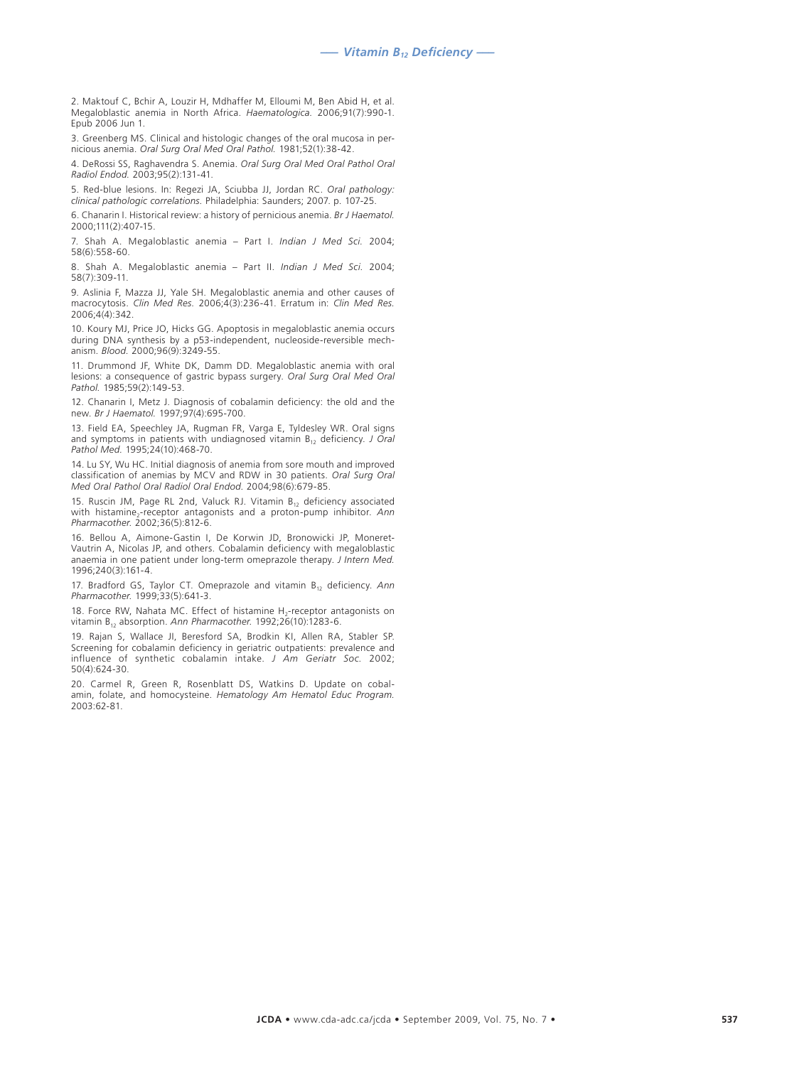2. Maktouf C, Bchir A, Louzir H, Mdhaffer M, Elloumi M, Ben Abid H, et al. Megaloblastic anemia in North Africa. *Haematologica.* 2006;91(7):990-1. Epub 2006 Jun 1.

3. Greenberg MS. Clinical and histologic changes of the oral mucosa in pernicious anemia. *Oral Surg Oral Med Oral Pathol.* 1981;52(1):38-42.

4. DeRossi SS, Raghavendra S. Anemia. *Oral Surg Oral Med Oral Pathol Oral Radiol Endod.* 2003;95(2):131-41.

5. Red-blue lesions. In: Regezi JA, Sciubba JJ, Jordan RC. *Oral pathology: clinical pathologic correlations.* Philadelphia: Saunders; 2007. p. 107-25.

6. Chanarin I. Historical review: a history of pernicious anemia. *Br J Haematol.* 2000;111(2):407-15.

7. Shah A. Megaloblastic anemia – Part I. *Indian J Med Sci.* 2004; 58(6):558-60.

8. Shah A. Megaloblastic anemia – Part II. *Indian J Med Sci.* 2004; 58(7):309-11.

9. Aslinia F, Mazza JJ, Yale SH. Megaloblastic anemia and other causes of macrocytosis. *Clin Med Res.* 2006;4(3):236-41. Erratum in: *Clin Med Res.* 2006;4(4):342.

10. Koury MJ, Price JO, Hicks GG. Apoptosis in megaloblastic anemia occurs during DNA synthesis by a p53-independent, nucleoside-reversible mechanism. *Blood.* 2000;96(9):3249-55.

11. Drummond JF, White DK, Damm DD. Megaloblastic anemia with oral lesions: a consequence of gastric bypass surgery. *Oral Surg Oral Med Oral Pathol.* 1985;59(2):149-53.

12. Chanarin I, Metz J. Diagnosis of cobalamin deficiency: the old and the new. *Br J Haematol.* 1997;97(4):695-700.

13. Field EA, Speechley JA, Rugman FR, Varga E, Tyldesley WR. Oral signs and symptoms in patients with undiagnosed vitamin $B_{12}$ deficiency. *J Oral Pathol Med.* 1995;24(10):468-70.

14. Lu SY, Wu HC. Initial diagnosis of anemia from sore mouth and improved classification of anemias by MCV and RDW in 30 patients. *Oral Surg Oral Med Oral Pathol Oral Radiol Oral Endod.* 2004;98(6):679-85.

15. Ruscin JM, Page RL 2nd, Valuck RJ. Vitamin $B_{12}$ deficiency associated with histamine$_2$-receptor antagonists and a proton-pump inhibitor. *Ann Pharmacother.* 2002;36(5):812-6.

16. Bellou A, Aimone-Gastin I, De Korwin JD, Bronowicki JP, Moneret-Vautrin A, Nicolas JP, and others. Cobalamin deficiency with megaloblastic anaemia in one patient under long-term omeprazole therapy. *J Intern Med.* 1996;240(3):161-4.

17. Bradford GS, Taylor CT. Omeprazole and vitamin $B_{12}$ deficiency. *Ann Pharmacother.* 1999;33(5):641-3.

18. Force RW, Nahata MC. Effect of histamine $H_2$-receptor antagonists on vitamin $B_{12}$ absorption. *Ann Pharmacother.* 1992;26(10):1283-6.

19. Rajan S, Wallace JI, Beresford SA, Brodkin KI, Allen RA, Stabler SP. Screening for cobalamin deficiency in geriatric outpatients: prevalence and influence of synthetic cobalamin intake. *J Am Geriatr Soc.* 2002; 50(4):624-30.

20. Carmel R, Green R, Rosenblatt DS, Watkins D. Update on cobalamin, folate, and homocysteine. *Hematology Am Hematol Educ Program.* 2003:62-81.